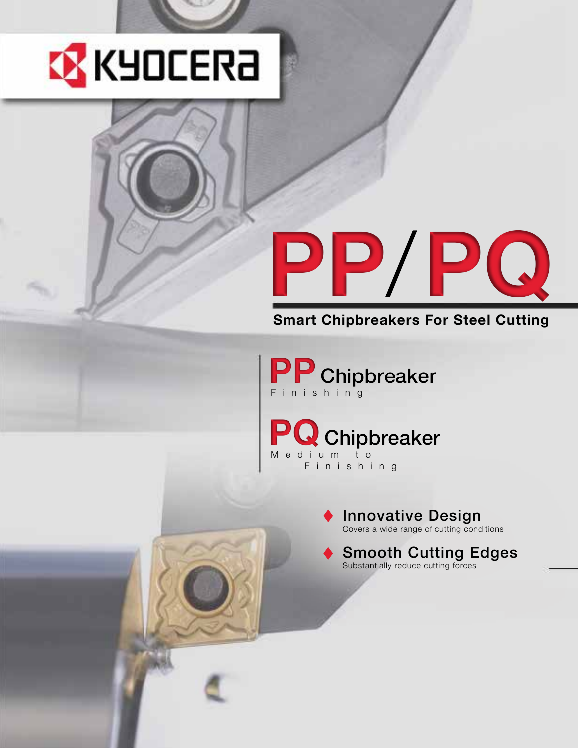KYOCERA

# PP/PQ

## Smart Chipbreakers For Steel Cutting

**PP** Chipbreaker
Finishing

**PQ** Chipbreaker
Medium to Finishing

- **Innovative Design**
  Covers a wide range of cutting conditions
- **Smooth Cutting Edges**
  Substantially reduce cutting forces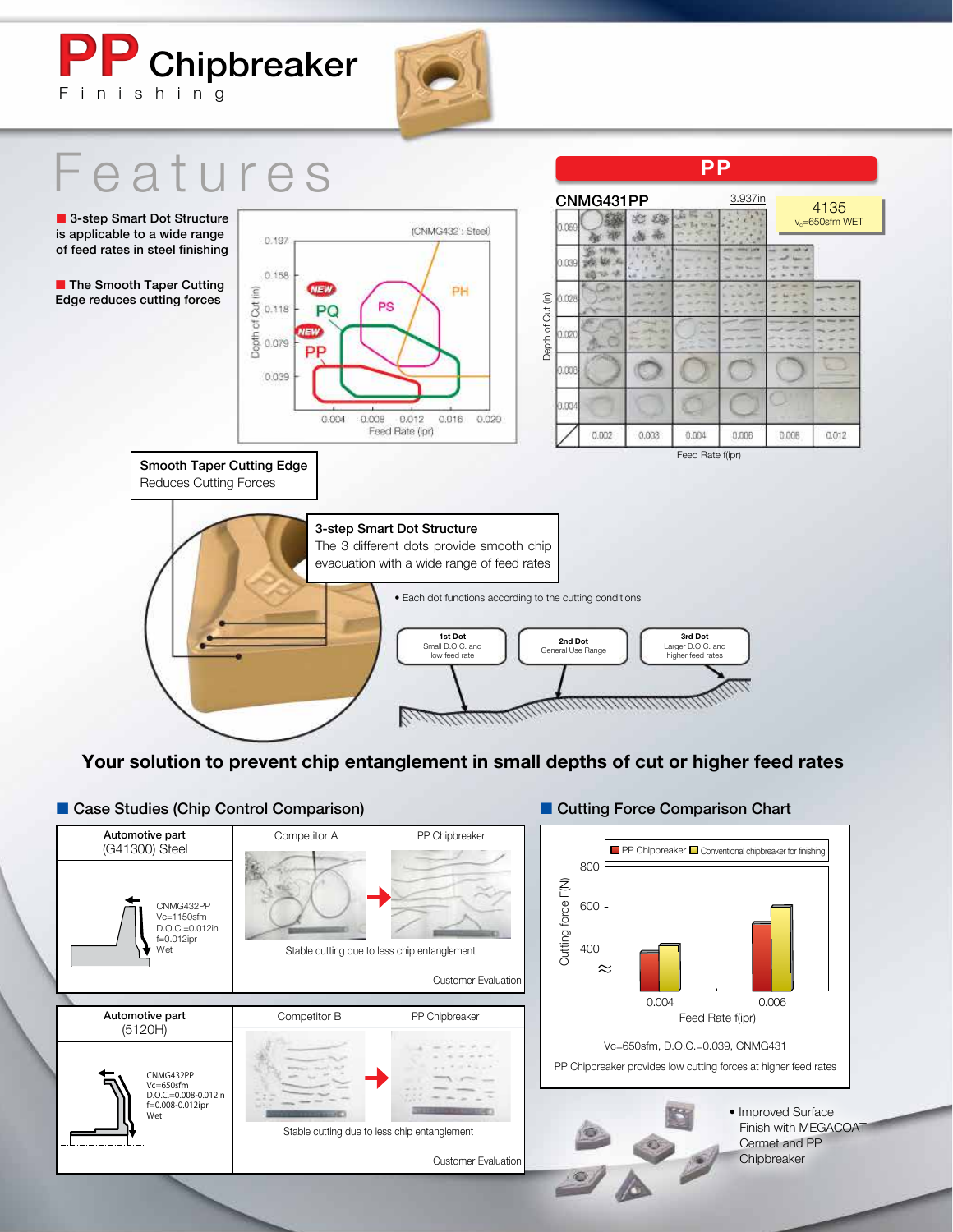# PP Chipbreaker

Finishing

## Features

- 3-step Smart Dot Structure is applicable to a wide range of feed rates in steel finishing
- The Smooth Taper Cutting Edge reduces cutting forces

(CNMG432 : Steel)

Depth of Cut (in): 0.197, 0.158, 0.118, 0.079, 0.039

Feed Rate (ipr): 0.004, 0.008, 0.012, 0.016, 0.020

NEW PQ, PS, PH, NEW PP

**PP**

CNMG431PP — 3.937in

4135
$v_c$=650sfm WET

Depth of Cut (in): 0.059, 0.039, 0.028, 0.020, 0.008, 0.004

Feed Rate f(ipr): 0.002, 0.003, 0.004, 0.006, 0.008, 0.012

**Smooth Taper Cutting Edge**
Reduces Cutting Forces

**3-step Smart Dot Structure**
The 3 different dots provide smooth chip evacuation with a wide range of feed rates

• Each dot functions according to the cutting conditions

| 1st Dot | 2nd Dot | 3rd Dot |
|---|---|---|
| Small D.O.C. and low feed rate | General Use Range | Larger D.O.C. and higher feed rates |

**Your solution to prevent chip entanglement in small depths of cut or higher feed rates**

### Case Studies (Chip Control Comparison)

| Automotive part (G41300) Steel | Competitor A | PP Chipbreaker |
|---|---|---|
| CNMG432PP<br>Vc=1150sfm<br>D.O.C.=0.012in<br>f=0.012ipr<br>Wet | Stable cutting due to less chip entanglement | |
| | Customer Evaluation | |

| Automotive part (5120H) | Competitor B | PP Chipbreaker |
|---|---|---|
| CNMG432PP<br>Vc=650sfm<br>D.O.C.=0.008-0.012in<br>f=0.008-0.012ipr<br>Wet | Stable cutting due to less chip entanglement | |
| | Customer Evaluation | |

### Cutting Force Comparison Chart

■ PP Chipbreaker ■ Conventional chipbreaker for finishing

Cutting force F(N): 400, 600, 800

Feed Rate f(ipr): 0.004, 0.006

Vc=650sfm, D.O.C.=0.039, CNMG431

PP Chipbreaker provides low cutting forces at higher feed rates

• Improved Surface Finish with MEGACOAT Cermet and PP Chipbreaker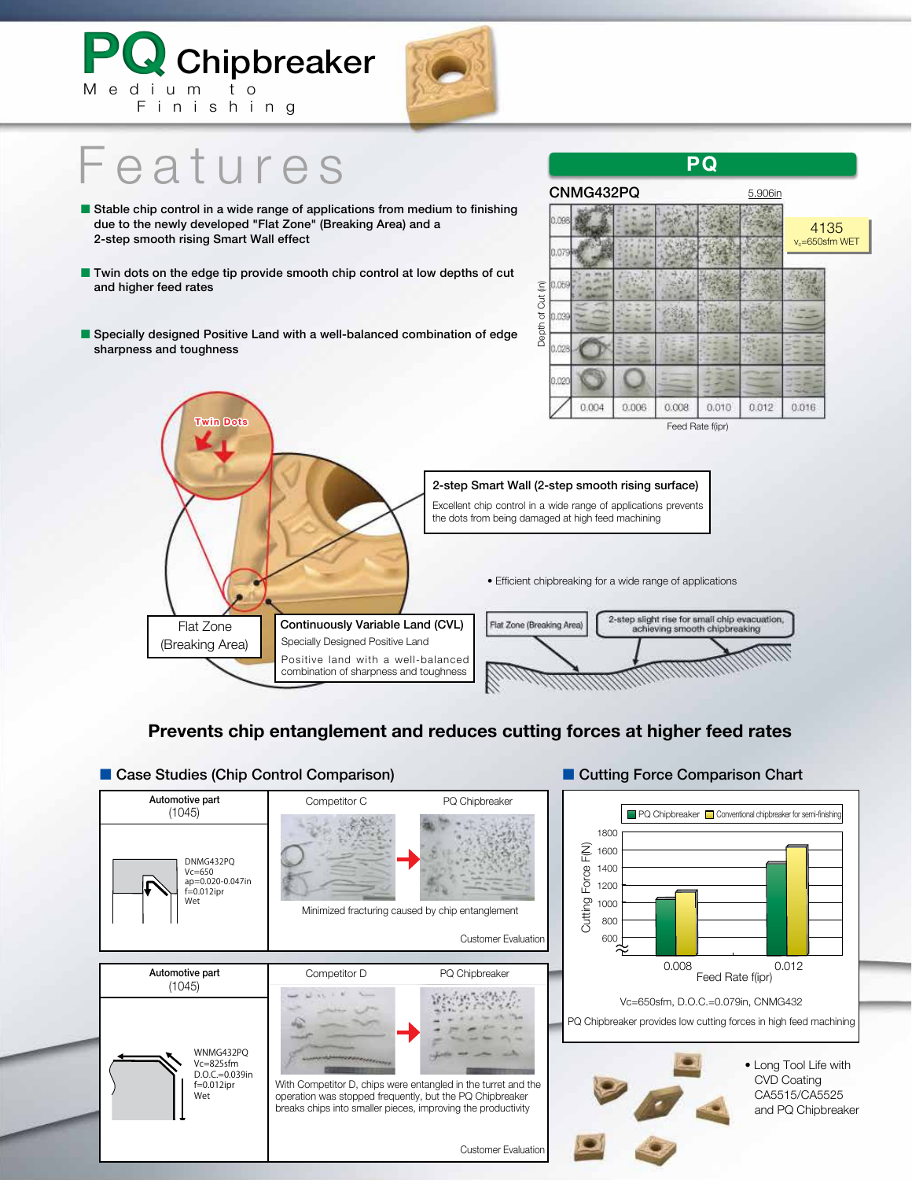# PQ Chipbreaker

Medium to Finishing

## Features

- Stable chip control in a wide range of applications from medium to finishing due to the newly developed "Flat Zone" (Breaking Area) and a 2-step smooth rising Smart Wall effect
- Twin dots on the edge tip provide smooth chip control at low depths of cut and higher feed rates
- Specially designed Positive Land with a well-balanced combination of edge sharpness and toughness

**PQ**

CNMG432PQ — 5.906in

4135 $v_c$=650sfm WET

Depth of Cut (in): 0.098, 0.079, 0.059, 0.039, 0.028, 0.020

Feed Rate f(ipr): 0.004, 0.006, 0.008, 0.010, 0.012, 0.016

Twin Dots

**2-step Smart Wall (2-step smooth rising surface)**

Excellent chip control in a wide range of applications prevents the dots from being damaged at high feed machining

- Efficient chipbreaking for a wide range of applications

Flat Zone (Breaking Area)

**Continuously Variable Land (CVL)**

Specially Designed Positive Land

Positive land with a well-balanced combination of sharpness and toughness

Flat Zone (Breaking Area) — 2-step slight rise for small chip evacuation, achieving smooth chipbreaking

## Prevents chip entanglement and reduces cutting forces at higher feed rates

### Case Studies (Chip Control Comparison)

| Automotive part (1045) | Competitor C | PQ Chipbreaker |
|---|---|---|
| DNMG432PQ<br>Vc=650<br>ap=0.020-0.047in<br>f=0.012ipr<br>Wet | Minimized fracturing caused by chip entanglement | |
| | Customer Evaluation | |

| Automotive part (1045) | Competitor D | PQ Chipbreaker |
|---|---|---|
| WNMG432PQ<br>Vc=825sfm<br>D.O.C.=0.039in<br>f=0.012ipr<br>Wet | With Competitor D, chips were entangled in the turret and the operation was stopped frequently, but the PQ Chipbreaker breaks chips into smaller pieces, improving the productivity | |
| | Customer Evaluation | |

### Cutting Force Comparison Chart

PQ Chipbreaker / Conventional chipbreaker for semi-finishing

Cutting Force F(N): 600, 800, 1000, 1200, 1400, 1600, 1800

Feed Rate f(ipr): 0.008, 0.012

Vc=650sfm, D.O.C.=0.079in, CNMG432

PQ Chipbreaker provides low cutting forces in high feed machining

- Long Tool Life with CVD Coating CA5515/CA5525 and PQ Chipbreaker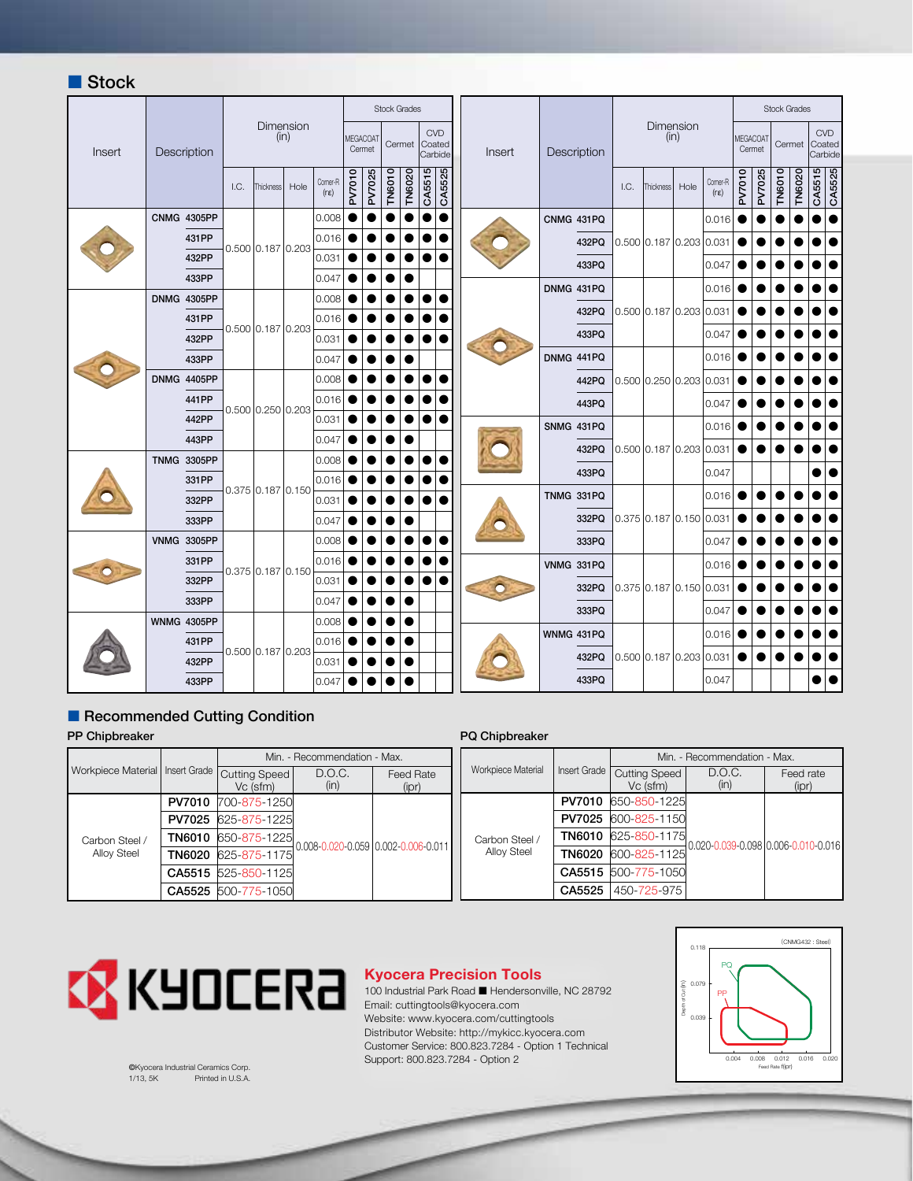## Stock

| Insert | Description | Dimension (in) | | | | Stock Grades | | | | | |
|---|---|---|---|---|---|---|---|---|---|---|---|
| | | | | | | MEGACOAT Cermet | | Cermet | | CVD Coated Carbide | |
| | | I.C. | Thickness | Hole | Corner-R (rε) | PV7010 | PV7025 | TN6010 | TN6020 | CA5515 | CA5525 |
| | CNMG 4305PP | 0.500 | 0.187 | 0.203 | 0.008 | ● | ● | ● | ● | ● | ● |
| | 431PP | | | | 0.016 | ● | ● | ● | ● | ● | ● |
| | 432PP | | | | 0.031 | ● | ● | ● | ● | ● | ● |
| | 433PP | | | | 0.047 | ● | ● | ● | ● | | |
| | DNMG 4305PP | 0.500 | 0.187 | 0.203 | 0.008 | ● | ● | ● | ● | ● | ● |
| | 431PP | | | | 0.016 | ● | ● | ● | ● | ● | ● |
| | 432PP | | | | 0.031 | ● | ● | ● | ● | ● | ● |
| | 433PP | | | | 0.047 | ● | ● | ● | ● | | |
| | DNMG 4405PP | 0.500 | 0.250 | 0.203 | 0.008 | ● | ● | ● | ● | ● | ● |
| | 441PP | | | | 0.016 | ● | ● | ● | ● | ● | ● |
| | 442PP | | | | 0.031 | ● | ● | ● | ● | ● | ● |
| | 443PP | | | | 0.047 | ● | ● | ● | ● | | |
| | TNMG 3305PP | 0.375 | 0.187 | 0.150 | 0.008 | ● | ● | ● | ● | ● | ● |
| | 331PP | | | | 0.016 | ● | ● | ● | ● | ● | ● |
| | 332PP | | | | 0.031 | ● | ● | ● | ● | ● | ● |
| | 333PP | | | | 0.047 | ● | ● | ● | ● | | |
| | VNMG 3305PP | 0.375 | 0.187 | 0.150 | 0.008 | ● | ● | ● | ● | ● | ● |
| | 331PP | | | | 0.016 | ● | ● | ● | ● | ● | ● |
| | 332PP | | | | 0.031 | ● | ● | ● | ● | ● | ● |
| | 333PP | | | | 0.047 | ● | ● | ● | ● | | |
| | WNMG 4305PP | 0.500 | 0.187 | 0.203 | 0.008 | ● | ● | ● | ● | | |
| | 431PP | | | | 0.016 | ● | ● | ● | ● | | |
| | 432PP | | | | 0.031 | ● | ● | ● | ● | | |
| | 433PP | | | | 0.047 | ● | ● | ● | ● | | |

| Insert | Description | Dimension (in) | | | | Stock Grades | | | | | |
|---|---|---|---|---|---|---|---|---|---|---|---|
| | | | | | | MEGACOAT Cermet | | Cermet | | CVD Coated Carbide | |
| | | I.C. | Thickness | Hole | Corner-R (rε) | PV7010 | PV7025 | TN6010 | TN6020 | CA5515 | CA5525 |
| | CNMG 431PQ | 0.500 | 0.187 | 0.203 | 0.016 | ● | ● | ● | ● | ● | ● |
| | 432PQ | | | | 0.031 | ● | ● | ● | ● | ● | ● |
| | 433PQ | | | | 0.047 | ● | ● | ● | ● | ● | ● |
| | DNMG 431PQ | 0.500 | 0.187 | 0.203 | 0.016 | ● | ● | ● | ● | ● | ● |
| | 432PQ | | | | 0.031 | ● | ● | ● | ● | ● | ● |
| | 433PQ | | | | 0.047 | ● | ● | ● | ● | ● | ● |
| | DNMG 441PQ | 0.500 | 0.250 | 0.203 | 0.016 | ● | ● | ● | ● | ● | ● |
| | 442PQ | | | | 0.031 | ● | ● | ● | ● | ● | ● |
| | 443PQ | | | | 0.047 | ● | ● | ● | ● | ● | ● |
| | SNMG 431PQ | 0.500 | 0.187 | 0.203 | 0.016 | ● | ● | ● | ● | ● | ● |
| | 432PQ | | | | 0.031 | ● | ● | ● | ● | ● | ● |
| | 433PQ | | | | 0.047 | | | | | ● | ● |
| | TNMG 331PQ | 0.375 | 0.187 | 0.150 | 0.016 | ● | ● | ● | ● | ● | ● |
| | 332PQ | | | | 0.031 | ● | ● | ● | ● | ● | ● |
| | 333PQ | | | | 0.047 | ● | ● | ● | ● | ● | ● |
| | VNMG 331PQ | 0.375 | 0.187 | 0.150 | 0.016 | ● | ● | ● | ● | ● | ● |
| | 332PQ | | | | 0.031 | ● | ● | ● | ● | ● | ● |
| | 333PQ | | | | 0.047 | ● | ● | ● | ● | ● | ● |
| | WNMG 431PQ | 0.500 | 0.187 | 0.203 | 0.016 | ● | ● | ● | ● | ● | ● |
| | 432PQ | | | | 0.031 | ● | ● | ● | ● | ● | ● |
| | 433PQ | | | | 0.047 | | | | | ● | ● |

## Recommended Cutting Condition

### PP Chipbreaker

| Workpiece Material | Insert Grade | Min. - Recommendation - Max. | | |
|---|---|---|---|---|
| | | Cutting Speed Vc (sfm) | D.O.C. (in) | Feed Rate (ipr) |
| Carbon Steel / Alloy Steel | **PV7010** | 700-875-1250 | 0.008-0.020-0.059 | 0.002-0.006-0.011 |
| | **PV7025** | 625-875-1225 | | |
| | **TN6010** | 650-875-1225 | | |
| | **TN6020** | 625-875-1175 | | |
| | **CA5515** | 525-850-1125 | | |
| | **CA5525** | 500-775-1050 | | |

### PQ Chipbreaker

| Workpiece Material | Insert Grade | Min. - Recommendation - Max. | | |
|---|---|---|---|---|
| | | Cutting Speed Vc (sfm) | D.O.C. (in) | Feed rate (ipr) |
| Carbon Steel / Alloy Steel | **PV7010** | 650-850-1225 | 0.020-0.039-0.098 | 0.006-0.010-0.016 |
| | **PV7025** | 600-825-1150 | | |
| | **TN6010** | 625-850-1175 | | |
| | **TN6020** | 600-825-1125 | | |
| | **CA5515** | 500-775-1050 | | |
| | **CA5525** | 450-725-975 | | |

(CNMG432 : Steel)
PQ
PP
0.118
0.079
0.039
Depth of Cut (in)
0.004 0.008 0.012 0.016 0.020
Feed Rate f(ipr)

KYOCERA

**Kyocera Precision Tools**
100 Industrial Park Road ■ Hendersonville, NC 28792
Email: cuttingtools@kyocera.com
Website: www.kyocera.com/cuttingtools
Distributor Website: http://mykicc.kyocera.com
Customer Service: 800.823.7284 - Option 1 Technical Support: 800.823.7284 - Option 2

©Kyocera Industrial Ceramics Corp.
1/13, 5K Printed in U.S.A.